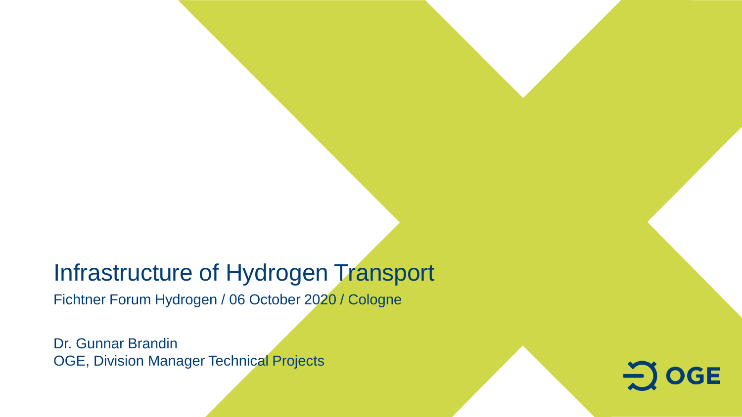# Infrastructure of Hydrogen Transport

Fichtner Forum Hydrogen / 06 October 2020 / Cologne

Dr. Gunnar Brandin
OGE, Division Manager Technical Projects

OGE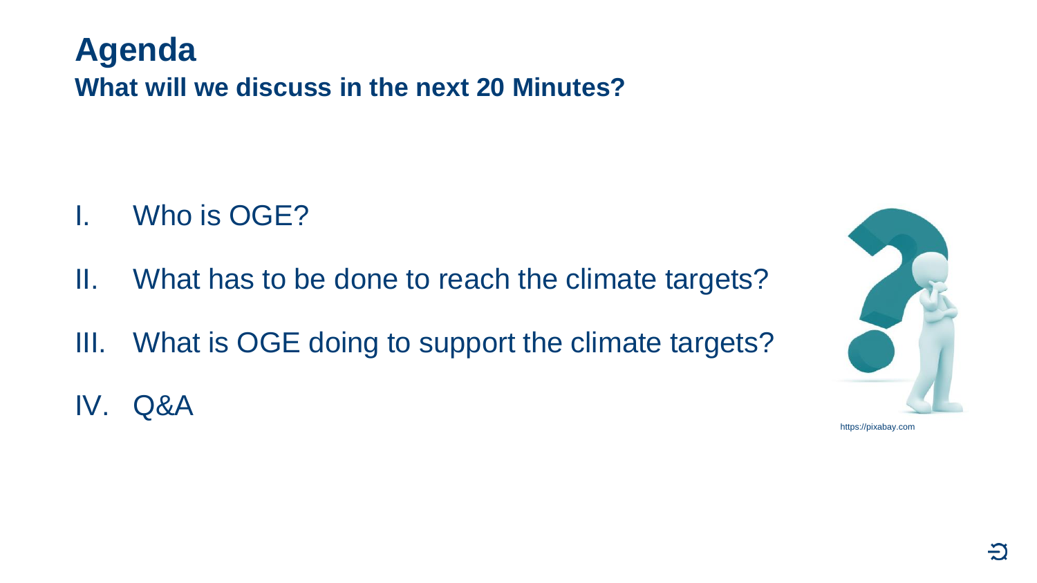# Agenda

## What will we discuss in the next 20 Minutes?

I. Who is OGE?

II. What has to be done to reach the climate targets?

III. What is OGE doing to support the climate targets?

IV. Q&A

https://pixabay.com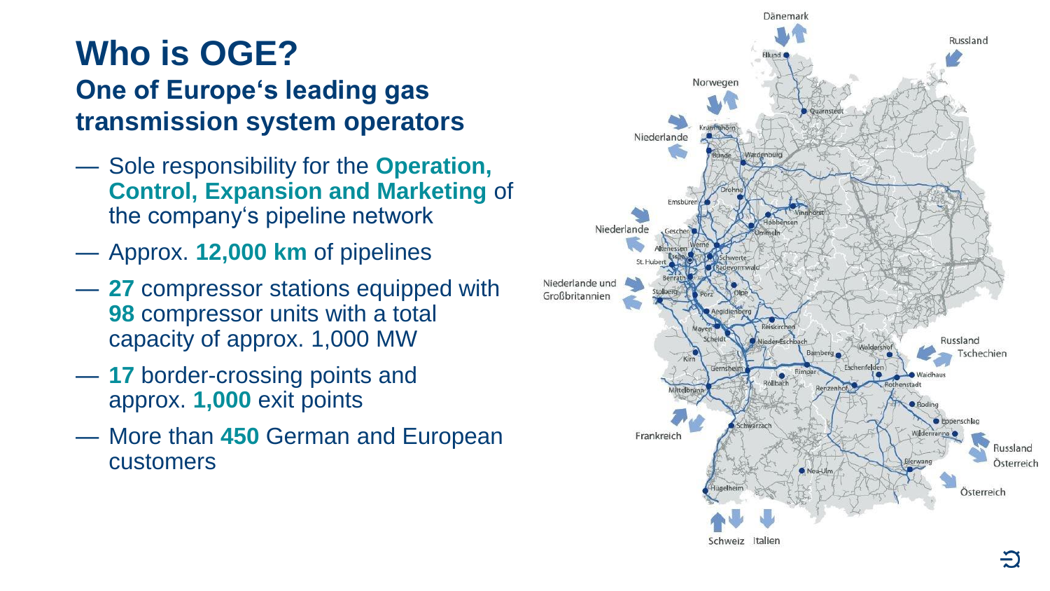# Who is OGE?

## One of Europe‘s leading gas transmission system operators

- Sole responsibility for the **Operation, Control, Expansion and Marketing** of the company‘s pipeline network
- Approx. **12,000 km** of pipelines
- **27** compressor stations equipped with **98** compressor units with a total capacity of approx. 1,000 MW
- **17** border-crossing points and approx. **1,000** exit points
- More than **450** German and European customers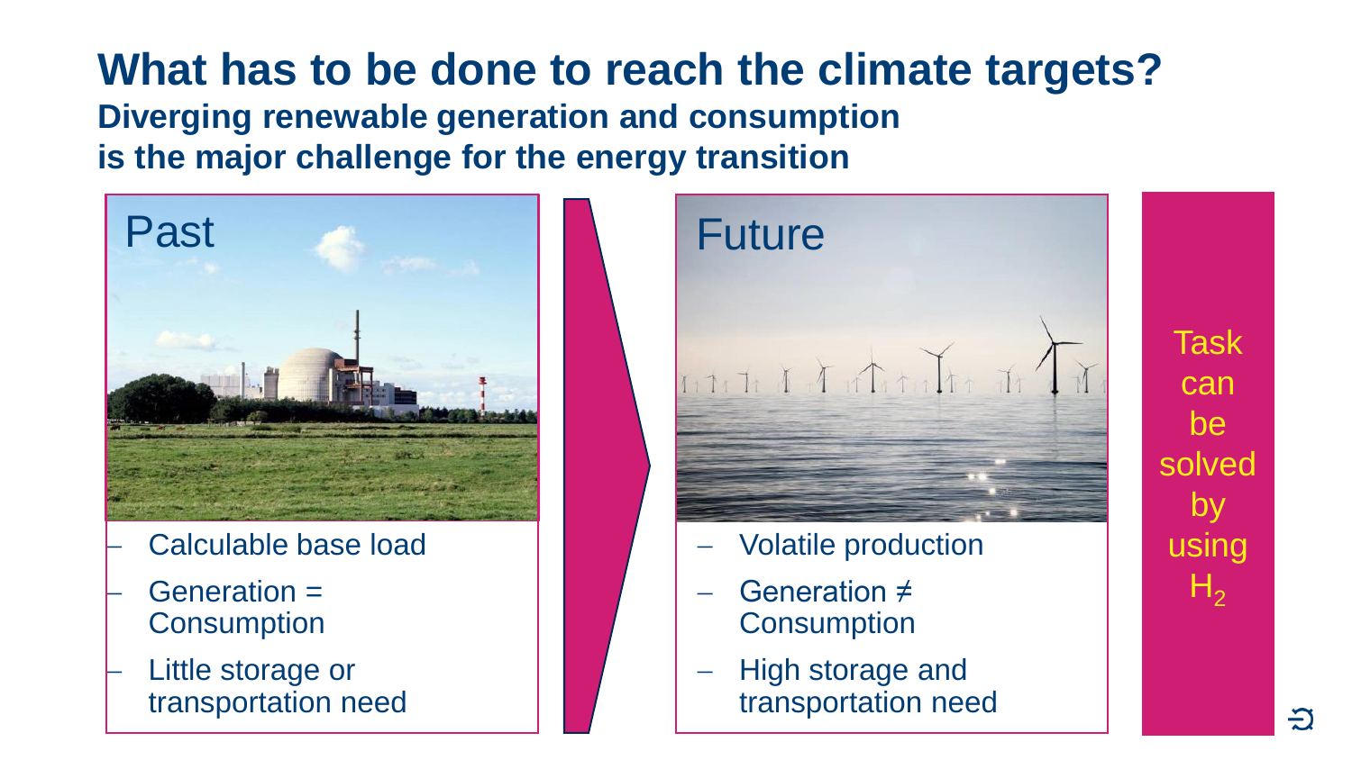# What has to be done to reach the climate targets?

## Diverging renewable generation and consumption is the major challenge for the energy transition

### Past

- Calculable base load
- Generation = Consumption
- Little storage or transportation need

### Future

- Volatile production
- Generation ≠ Consumption
- High storage and transportation need

Task can be solved by using $H_2$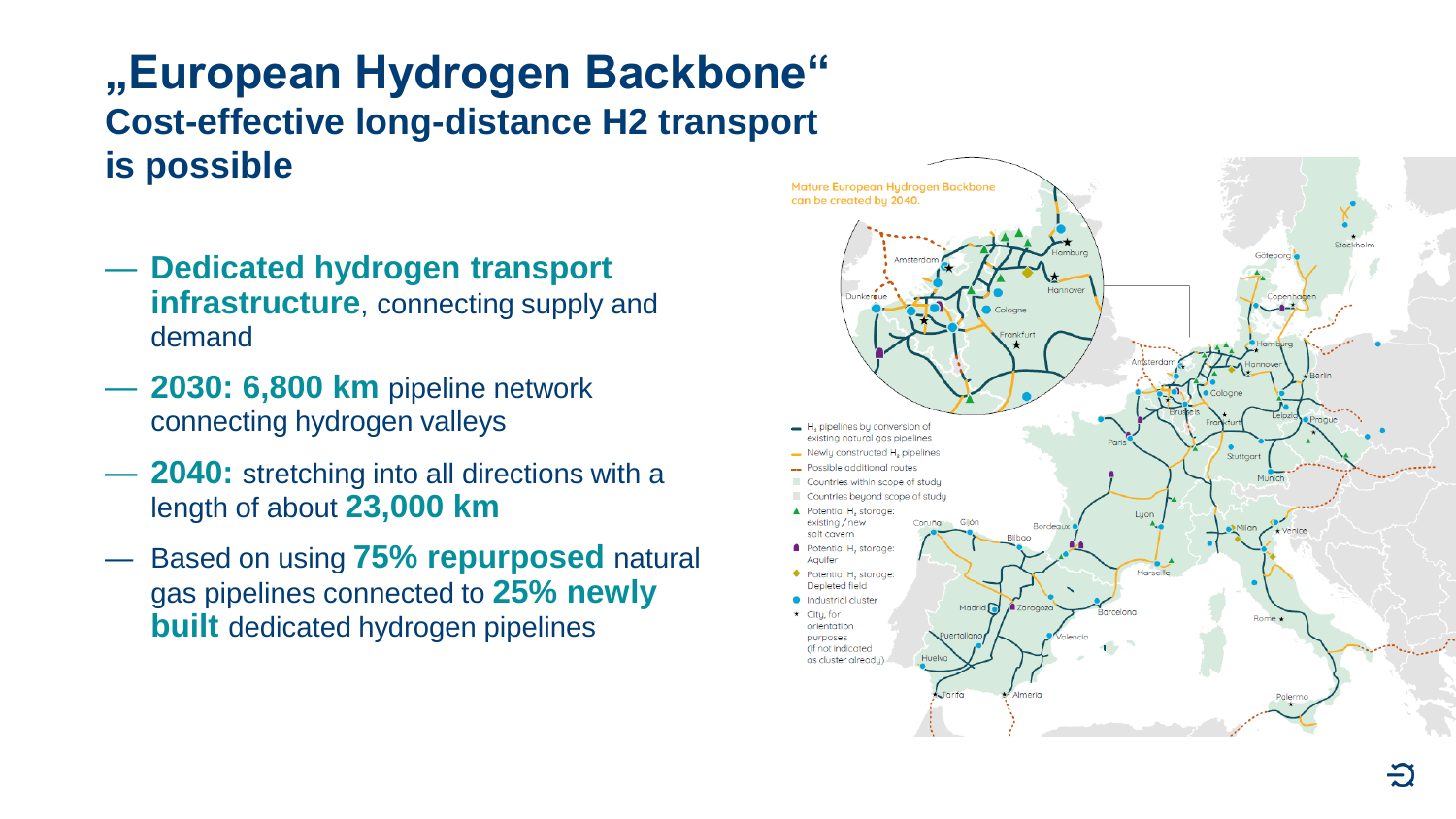# „European Hydrogen Backbone“

## Cost-effective long-distance H2 transport is possible

- **Dedicated hydrogen transport infrastructure**, connecting supply and demand
- **2030: 6,800 km** pipeline network connecting hydrogen valleys
- **2040:** stretching into all directions with a length of about **23,000 km**
- Based on using **75% repurposed** natural gas pipelines connected to **25% newly built** dedicated hydrogen pipelines

Mature European Hydrogen Backbone can be created by 2040.

- $H_2$ pipelines by conversion of existing natural gas pipelines
- Newly constructed $H_2$ pipelines
- Possible additional routes
- Countries within scope of study
- Countries beyond scope of study
- Potential $H_2$ storage: existing / new salt cavern
- Potential $H_2$ storage: Aquifer
- Potential $H_2$ storage: Depleted field
- Industrial cluster
- City, for orientation purposes (if not indicated as cluster already)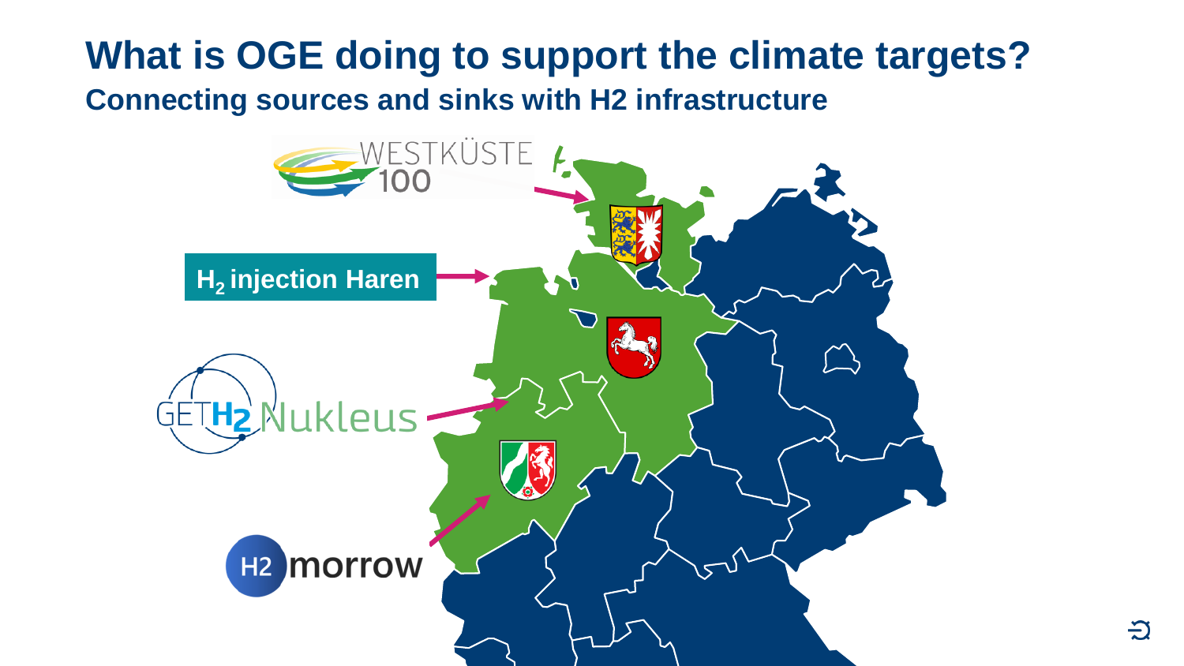# What is OGE doing to support the climate targets?

## Connecting sources and sinks with H2 infrastructure

WESTKÜSTE 100

$H_2$ injection Haren

GETH2 Nukleus

H2morrow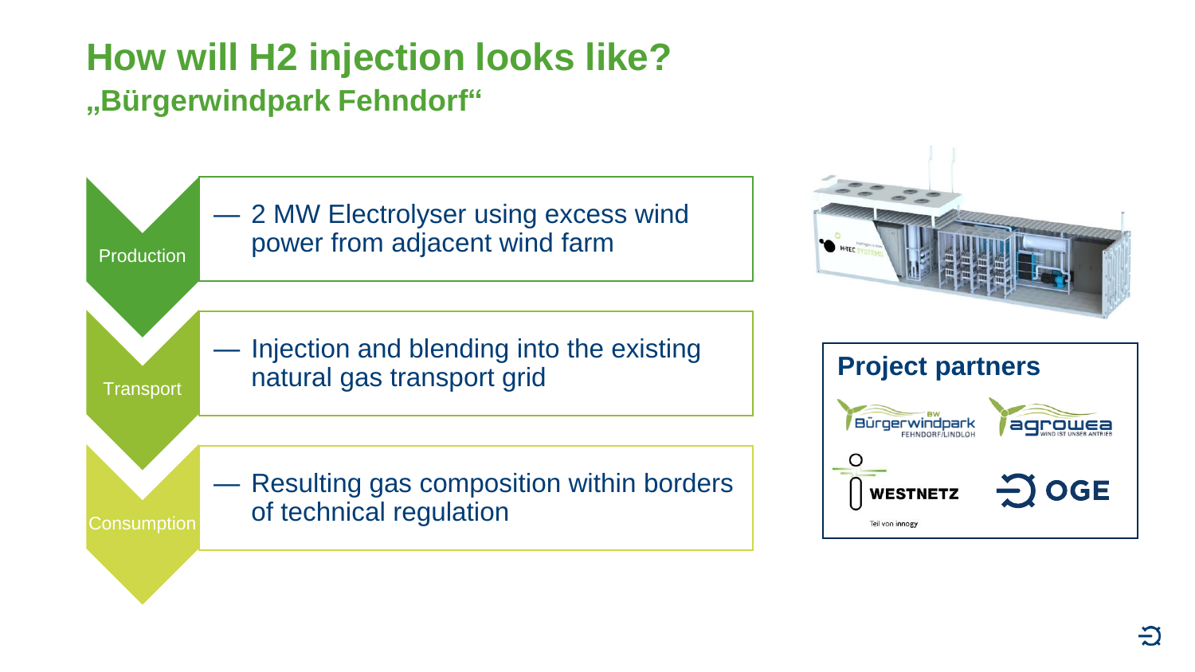# How will H2 injection looks like?

## „Bürgerwindpark Fehndorf“

**Production**

— 2 MW Electrolyser using excess wind power from adjacent wind farm

**Transport**

— Injection and blending into the existing natural gas transport grid

**Consumption**

— Resulting gas composition within borders of technical regulation

### Project partners

- Bürgerwindpark Fehndorf/Lindloh
- agrowea
- Westnetz
- OGE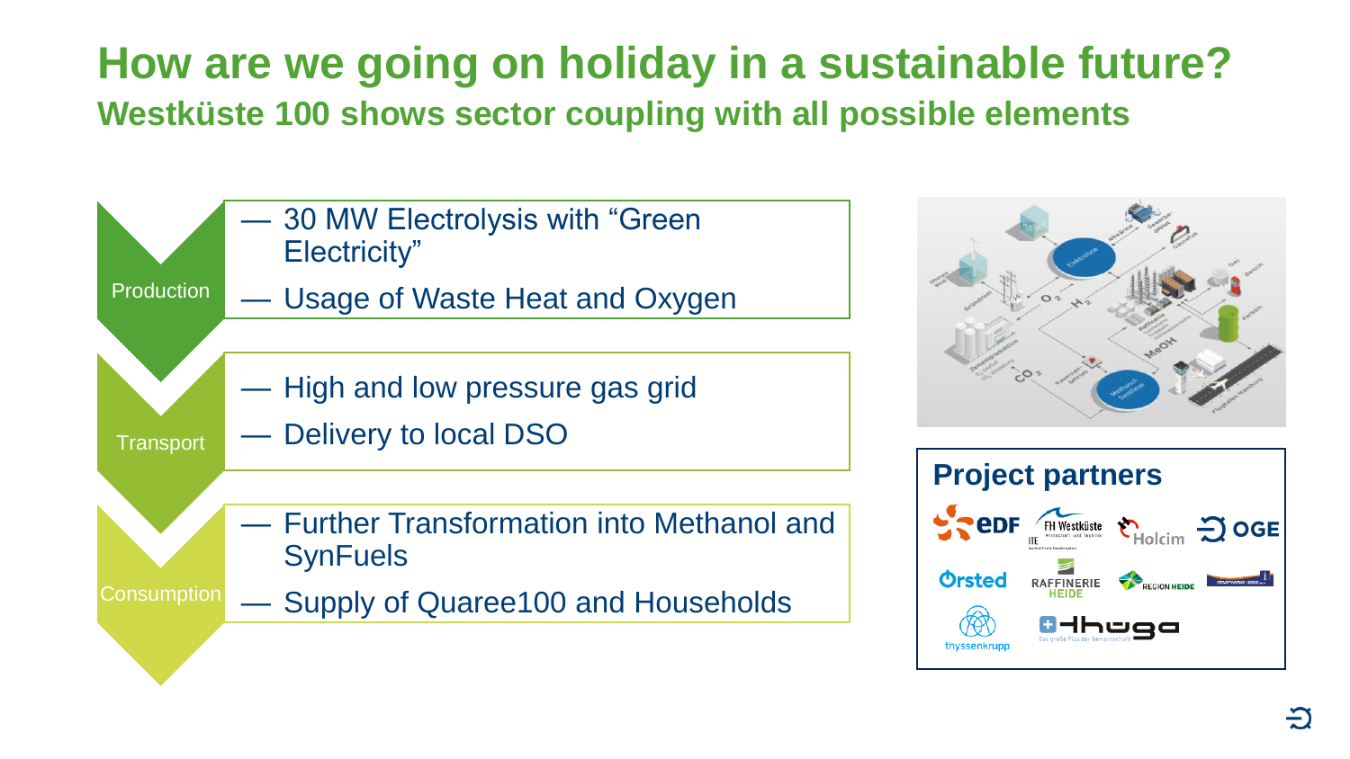# How are we going on holiday in a sustainable future?

## Westküste 100 shows sector coupling with all possible elements

**Production**

- 30 MW Electrolysis with "Green Electricity"
- Usage of Waste Heat and Oxygen

**Transport**

- High and low pressure gas grid
- Delivery to local DSO

**Consumption**

- Further Transformation into Methanol and SynFuels
- Supply of Quaree100 and Households

### Project partners

EDF, FH Westküste, Holcim, OGE, Ørsted, Raffinerie Heide, Region Heide, Stadtwerke Heide, thyssenkrupp, Thüga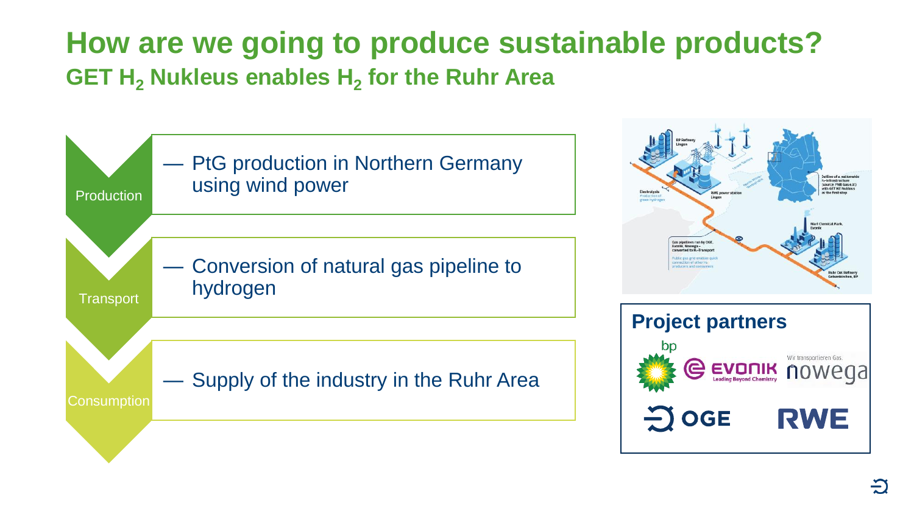# How are we going to produce sustainable products?

## GET $H_2$ Nukleus enables $H_2$ for the Ruhr Area

**Production**

- PtG production in Northern Germany using wind power

**Transport**

- Conversion of natural gas pipeline to hydrogen

**Consumption**

- Supply of the industry in the Ruhr Area

**Project partners**

bp, Evonik, Nowega, OGE, RWE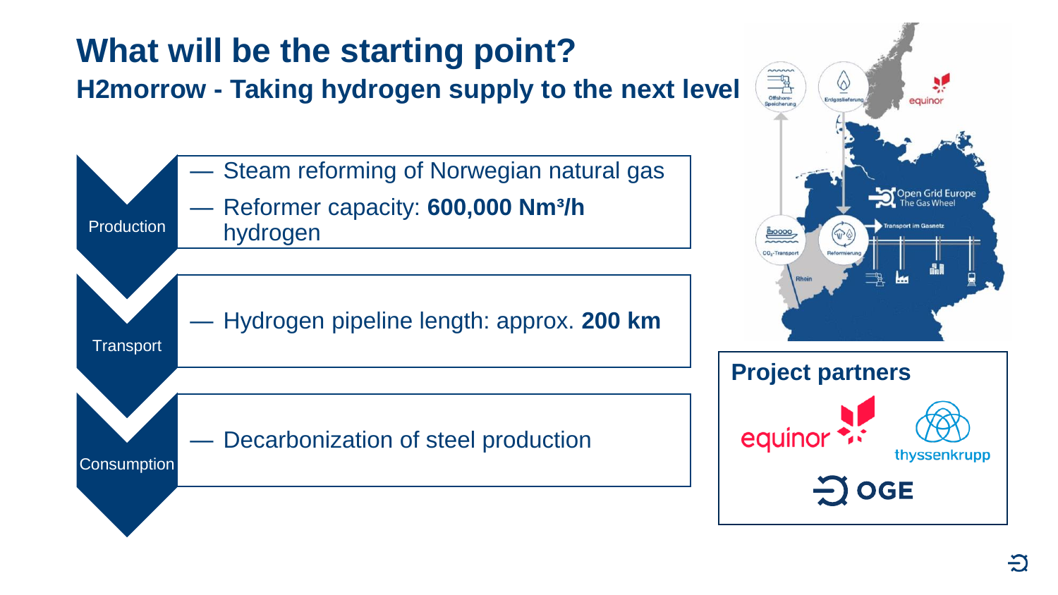# What will be the starting point?

## H2morrow - Taking hydrogen supply to the next level

**Production**

- Steam reforming of Norwegian natural gas
- Reformer capacity: **600,000 Nm³/h** hydrogen

**Transport**

- Hydrogen pipeline length: approx. **200 km**

**Consumption**

- Decarbonization of steel production

Offshore-Speicherung | Erdgaslieferung | equinor | Open Grid Europe The Gas Wheel | Transport im Gasnetz | CO$_2$-Transport | Reformierung | Rhein

**Project partners**

equinor | thyssenkrupp | OGE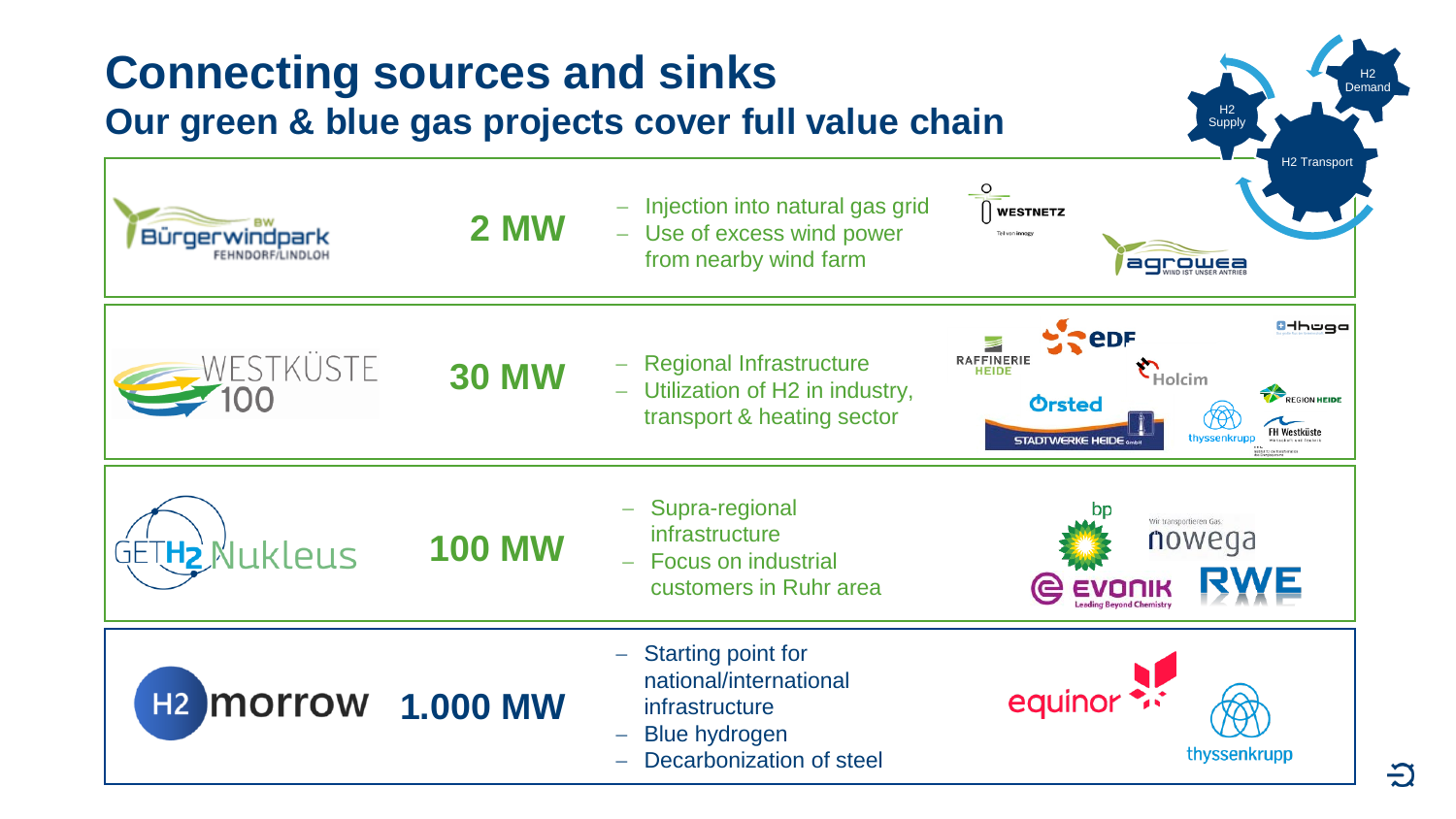# Connecting sources and sinks

## Our green & blue gas projects cover full value chain

H2 Supply · H2 Transport · H2 Demand

| Project | Capacity | Description | Partners |
|---|---|---|---|
| Bürgerwindpark Fehndorf/Lindloh | 2 MW | – Injection into natural gas grid<br>– Use of excess wind power from nearby wind farm | Westnetz, agrowea |
| Westküste 100 | 30 MW | – Regional Infrastructure<br>– Utilization of H2 in industry, transport & heating sector | EDF, Raffinerie Heide, Holcim, Ørsted, Stadtwerke Heide, thyssenkrupp, Region Heide, FH Westküste, hhoga |
| GET H2 Nukleus | 100 MW | – Supra-regional infrastructure<br>– Focus on industrial customers in Ruhr area | bp, nowega, Evonik, RWE |
| H2morrow | 1.000 MW | – Starting point for national/international infrastructure<br>– Blue hydrogen<br>– Decarbonization of steel | equinor, thyssenkrupp |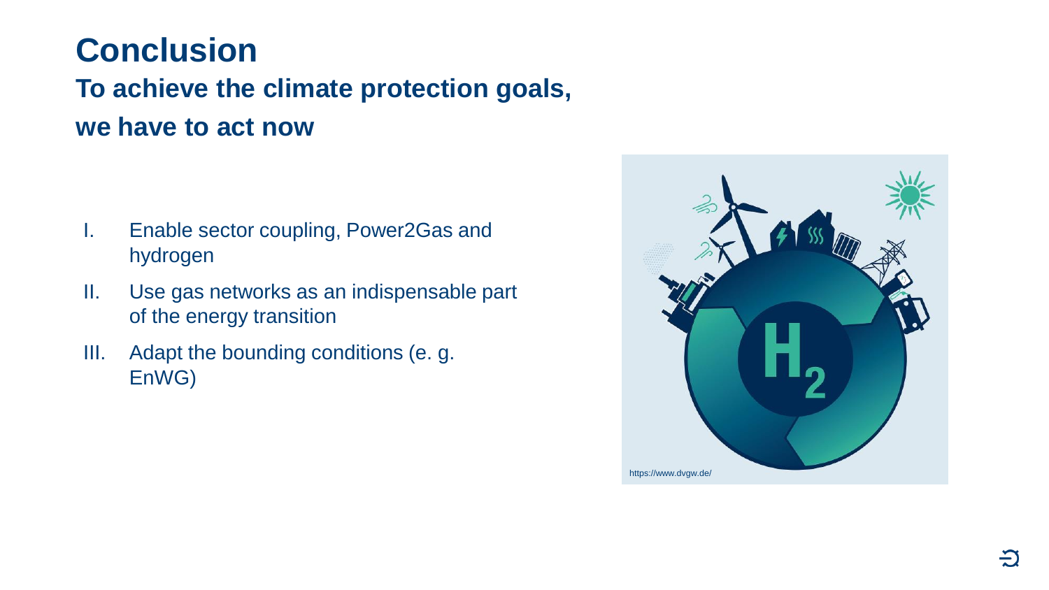# Conclusion

## To achieve the climate protection goals, we have to act now

I. Enable sector coupling, Power2Gas and hydrogen
II. Use gas networks as an indispensable part of the energy transition
III. Adapt the bounding conditions (e. g. EnWG)

https://www.dvgw.de/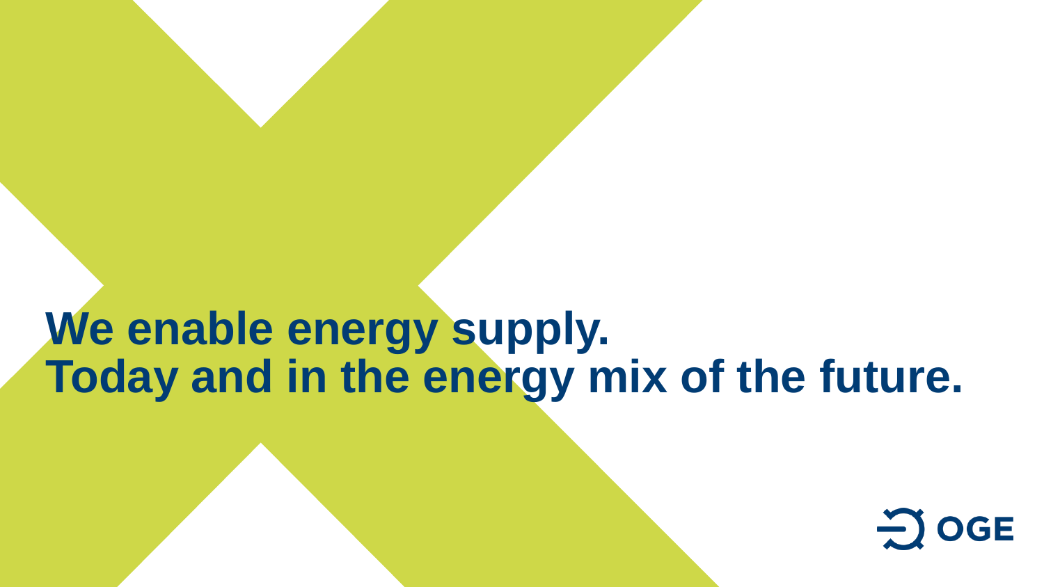**We enable energy supply.**
**Today and in the energy mix of the future.**

OGE